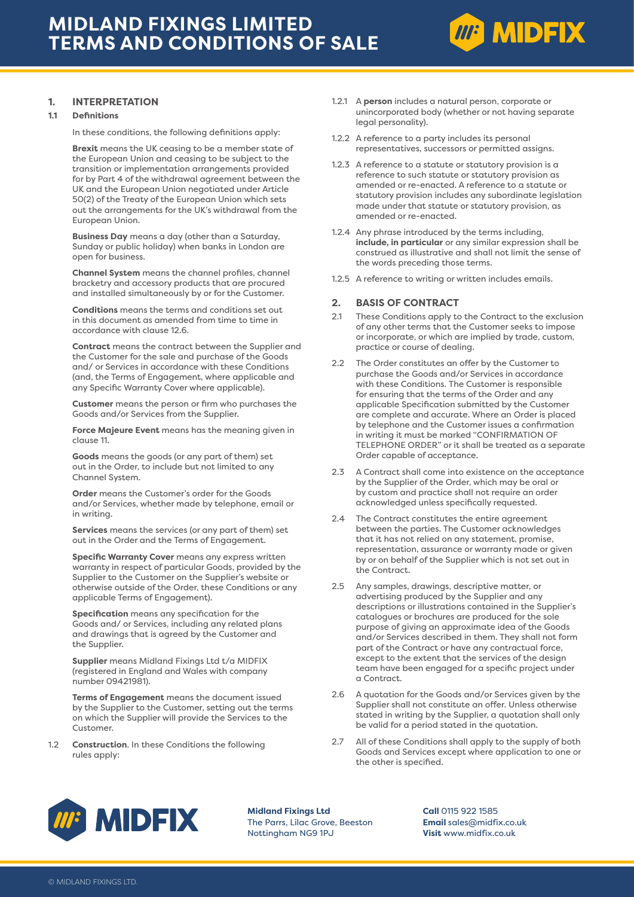# MIDLAND FIXINGS LIMITED TERMS AND CONDITIONS OF SALE

## 1. INTERPRETATION

### 1.1 Definitions

In these conditions, the following definitions apply:

**Brexit** means the UK ceasing to be a member state of the European Union and ceasing to be subject to the transition or implementation arrangements provided for by Part 4 of the withdrawal agreement between the UK and the European Union negotiated under Article 50(2) of the Treaty of the European Union which sets out the arrangements for the UK's withdrawal from the European Union.

**Business Day** means a day (other than a Saturday, Sunday or public holiday) when banks in London are open for business.

**Channel System** means the channel profiles, channel bracketry and accessory products that are procured and installed simultaneously by or for the Customer.

**Conditions** means the terms and conditions set out in this document as amended from time to time in accordance with clause 12.6.

**Contract** means the contract between the Supplier and the Customer for the sale and purchase of the Goods and/or Services in accordance with these Conditions (and, the Terms of Engagement, where applicable and any Specific Warranty Cover where applicable).

**Customer** means the person or firm who purchases the Goods and/or Services from the Supplier.

**Force Majeure Event** means has the meaning given in clause 11.

**Goods** means the goods (or any part of them) set out in the Order, to include but not limited to any Channel System.

**Order** means the Customer's order for the Goods and/or Services, whether made by telephone, email or in writing.

**Services** means the services (or any part of them) set out in the Order and the Terms of Engagement.

**Specific Warranty Cover** means any express written warranty in respect of particular Goods, provided by the Supplier to the Customer on the Supplier's website or otherwise outside of the Order, these Conditions or any applicable Terms of Engagement).

**Specification** means any specification for the Goods and/ or Services, including any related plans and drawings that is agreed by the Customer and the Supplier.

**Supplier** means Midland Fixings Ltd t/a MIDFIX (registered in England and Wales with company number 09421981).

**Terms of Engagement** means the document issued by the Supplier to the Customer, setting out the terms on which the Supplier will provide the Services to the Customer.

1.2 **Construction**. In these Conditions the following rules apply:

1.2.1 A **person** includes a natural person, corporate or unincorporated body (whether or not having separate legal personality).

1.2.2 A reference to a party includes its personal representatives, successors or permitted assigns.

1.2.3 A reference to a statute or statutory provision is a reference to such statute or statutory provision as amended or re-enacted. A reference to a statute or statutory provision includes any subordinate legislation made under that statute or statutory provision, as amended or re-enacted.

1.2.4 Any phrase introduced by the terms including, **include, in particular** or any similar expression shall be construed as illustrative and shall not limit the sense of the words preceding those terms.

1.2.5 A reference to writing or written includes emails.

## 2. BASIS OF CONTRACT

2.1 These Conditions apply to the Contract to the exclusion of any other terms that the Customer seeks to impose or incorporate, or which are implied by trade, custom, practice or course of dealing.

2.2 The Order constitutes an offer by the Customer to purchase the Goods and/or Services in accordance with these Conditions. The Customer is responsible for ensuring that the terms of the Order and any applicable Specification submitted by the Customer are complete and accurate. Where an Order is placed by telephone and the Customer issues a confirmation in writing it must be marked "CONFIRMATION OF TELEPHONE ORDER" or it shall be treated as a separate Order capable of acceptance.

2.3 A Contract shall come into existence on the acceptance by the Supplier of the Order, which may be oral or by custom and practice shall not require an order acknowledged unless specifically requested.

2.4 The Contract constitutes the entire agreement between the parties. The Customer acknowledges that it has not relied on any statement, promise, representation, assurance or warranty made or given by or on behalf of the Supplier which is not set out in the Contract.

2.5 Any samples, drawings, descriptive matter, or advertising produced by the Supplier and any descriptions or illustrations contained in the Supplier's catalogues or brochures are produced for the sole purpose of giving an approximate idea of the Goods and/or Services described in them. They shall not form part of the Contract or have any contractual force, except to the extent that the services of the design team have been engaged for a specific project under a Contract.

2.6 A quotation for the Goods and/or Services given by the Supplier shall not constitute an offer. Unless otherwise stated in writing by the Supplier, a quotation shall only be valid for a period stated in the quotation.

2.7 All of these Conditions shall apply to the supply of both Goods and Services except where application to one or the other is specified.

**Midland Fixings Ltd**
The Parrs, Lilac Grove, Beeston
Nottingham NG9 1PJ

**Call** 0115 922 1585
**Email** sales@midfix.co.uk
**Visit** www.midfix.co.uk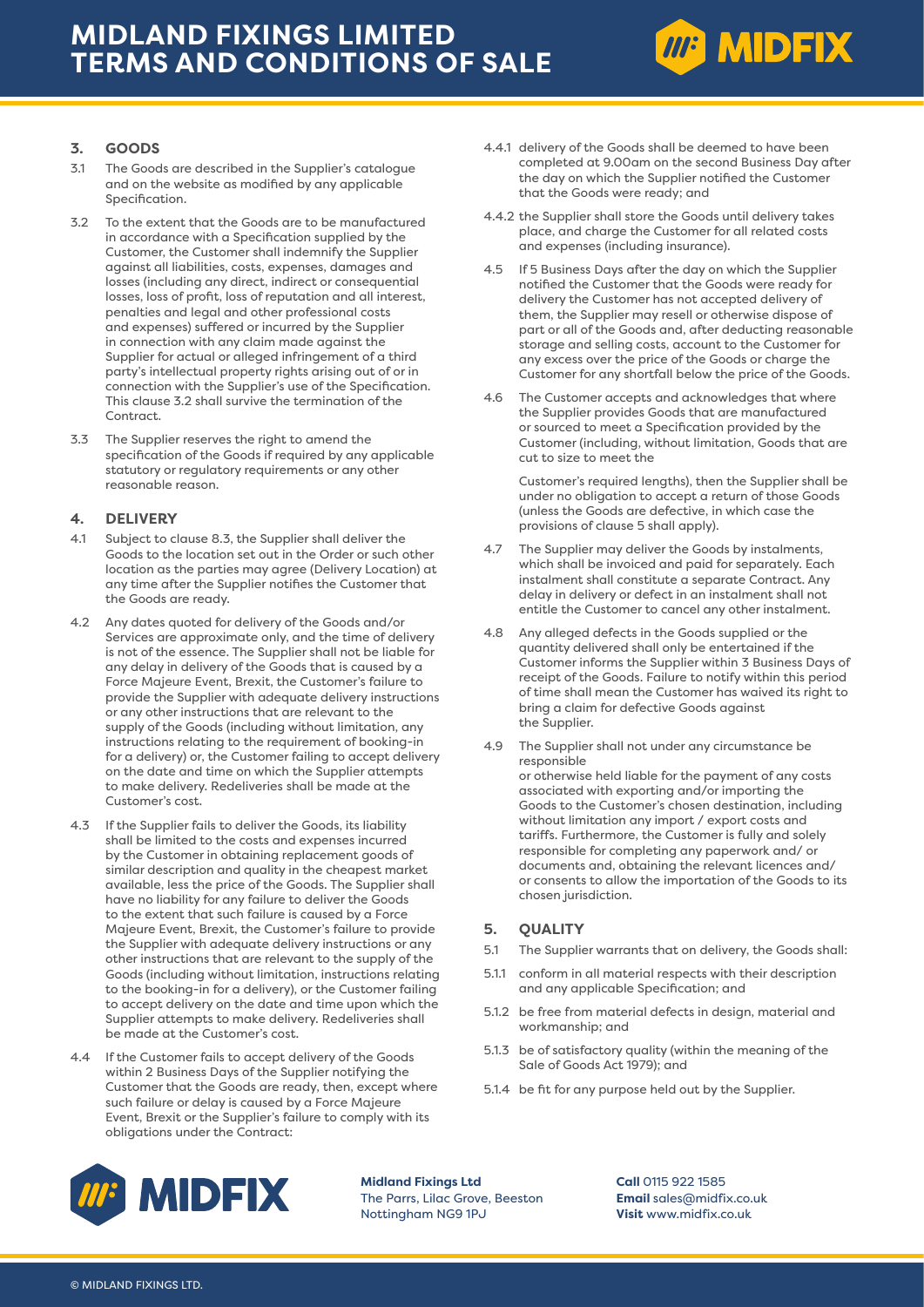## 3. GOODS

3.1 The Goods are described in the Supplier's catalogue and on the website as modified by any applicable Specification.

3.2 To the extent that the Goods are to be manufactured in accordance with a Specification supplied by the Customer, the Customer shall indemnify the Supplier against all liabilities, costs, expenses, damages and losses (including any direct, indirect or consequential losses, loss of profit, loss of reputation and all interest, penalties and legal and other professional costs and expenses) suffered or incurred by the Supplier in connection with any claim made against the Supplier for actual or alleged infringement of a third party's intellectual property rights arising out of or in connection with the Supplier's use of the Specification. This clause 3.2 shall survive the termination of the Contract.

3.3 The Supplier reserves the right to amend the specification of the Goods if required by any applicable statutory or regulatory requirements or any other reasonable reason.

## 4. DELIVERY

4.1 Subject to clause 8.3, the Supplier shall deliver the Goods to the location set out in the Order or such other location as the parties may agree (Delivery Location) at any time after the Supplier notifies the Customer that the Goods are ready.

4.2 Any dates quoted for delivery of the Goods and/or Services are approximate only, and the time of delivery is not of the essence. The Supplier shall not be liable for any delay in delivery of the Goods that is caused by a Force Majeure Event, Brexit, the Customer's failure to provide the Supplier with adequate delivery instructions or any other instructions that are relevant to the supply of the Goods (including without limitation, any instructions relating to the requirement of booking-in for a delivery) or, the Customer failing to accept delivery on the date and time on which the Supplier attempts to make delivery. Redeliveries shall be made at the Customer's cost.

4.3 If the Supplier fails to deliver the Goods, its liability shall be limited to the costs and expenses incurred by the Customer in obtaining replacement goods of similar description and quality in the cheapest market available, less the price of the Goods. The Supplier shall have no liability for any failure to deliver the Goods to the extent that such failure is caused by a Force Majeure Event, Brexit, the Customer's failure to provide the Supplier with adequate delivery instructions or any other instructions that are relevant to the supply of the Goods (including without limitation, instructions relating to the booking-in for a delivery), or the Customer failing to accept delivery on the date and time upon which the Supplier attempts to make delivery. Redeliveries shall be made at the Customer's cost.

4.4 If the Customer fails to accept delivery of the Goods within 2 Business Days of the Supplier notifying the Customer that the Goods are ready, then, except where such failure or delay is caused by a Force Majeure Event, Brexit or the Supplier's failure to comply with its obligations under the Contract:

4.4.1 delivery of the Goods shall be deemed to have been completed at 9.00am on the second Business Day after the day on which the Supplier notified the Customer that the Goods were ready; and

4.4.2 the Supplier shall store the Goods until delivery takes place, and charge the Customer for all related costs and expenses (including insurance).

4.5 If 5 Business Days after the day on which the Supplier notified the Customer that the Goods were ready for delivery the Customer has not accepted delivery of them, the Supplier may resell or otherwise dispose of part or all of the Goods and, after deducting reasonable storage and selling costs, account to the Customer for any excess over the price of the Goods or charge the Customer for any shortfall below the price of the Goods.

4.6 The Customer accepts and acknowledges that where the Supplier provides Goods that are manufactured or sourced to meet a Specification provided by the Customer (including, without limitation, Goods that are cut to size to meet the Customer's required lengths), then the Supplier shall be under no obligation to accept a return of those Goods (unless the Goods are defective, in which case the provisions of clause 5 shall apply).

4.7 The Supplier may deliver the Goods by instalments, which shall be invoiced and paid for separately. Each instalment shall constitute a separate Contract. Any delay in delivery or defect in an instalment shall not entitle the Customer to cancel any other instalment.

4.8 Any alleged defects in the Goods supplied or the quantity delivered shall only be entertained if the Customer informs the Supplier within 3 Business Days of receipt of the Goods. Failure to notify within this period of time shall mean the Customer has waived its right to bring a claim for defective Goods against the Supplier.

4.9 The Supplier shall not under any circumstance be responsible or otherwise held liable for the payment of any costs associated with exporting and/or importing the Goods to the Customer's chosen destination, including without limitation any import / export costs and tariffs. Furthermore, the Customer is fully and solely responsible for completing any paperwork and/ or documents and, obtaining the relevant licences and/ or consents to allow the importation of the Goods to its chosen jurisdiction.

## 5. QUALITY

5.1 The Supplier warrants that on delivery, the Goods shall:

5.1.1 conform in all material respects with their description and any applicable Specification; and

5.1.2 be free from material defects in design, material and workmanship; and

5.1.3 be of satisfactory quality (within the meaning of the Sale of Goods Act 1979); and

5.1.4 be fit for any purpose held out by the Supplier.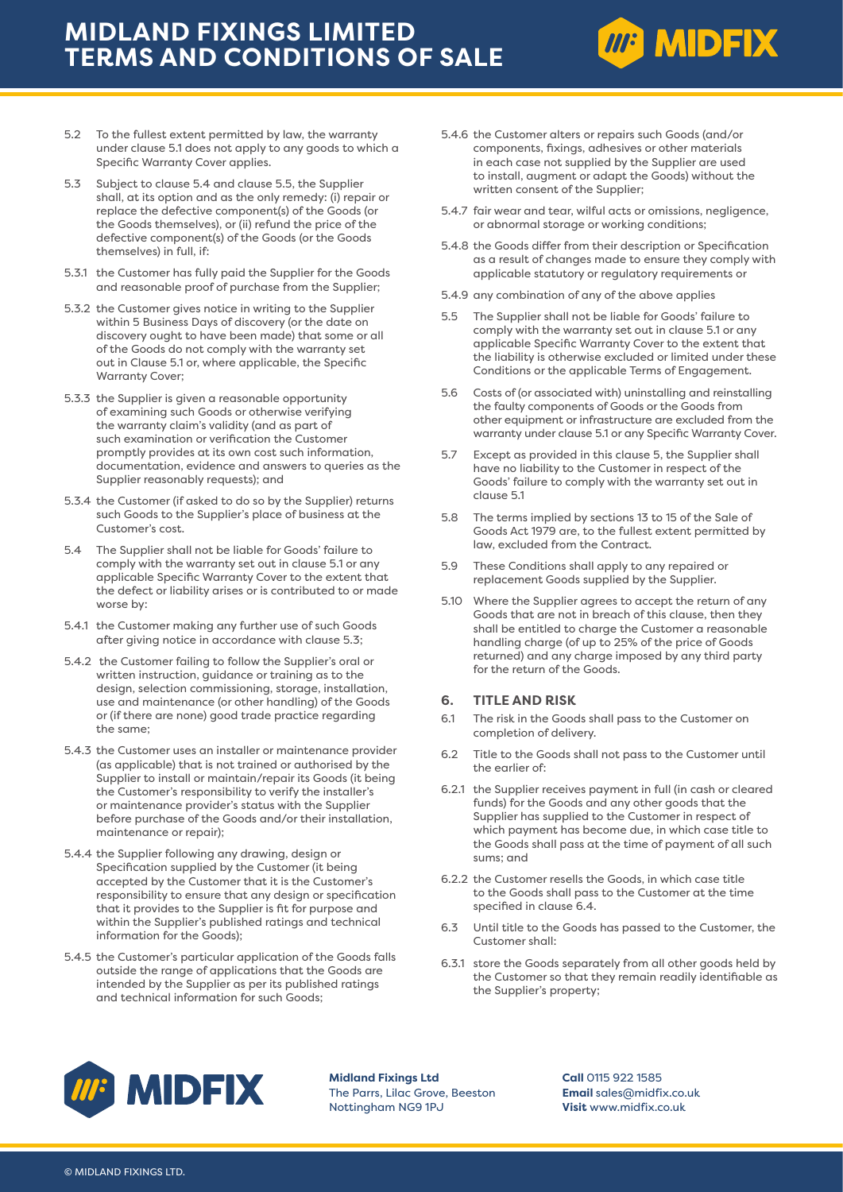5.2 To the fullest extent permitted by law, the warranty under clause 5.1 does not apply to any goods to which a Specific Warranty Cover applies.

5.3 Subject to clause 5.4 and clause 5.5, the Supplier shall, at its option and as the only remedy: (i) repair or replace the defective component(s) of the Goods (or the Goods themselves), or (ii) refund the price of the defective component(s) of the Goods (or the Goods themselves) in full, if:

5.3.1 the Customer has fully paid the Supplier for the Goods and reasonable proof of purchase from the Supplier;

5.3.2 the Customer gives notice in writing to the Supplier within 5 Business Days of discovery (or the date on discovery ought to have been made) that some or all of the Goods do not comply with the warranty set out in Clause 5.1 or, where applicable, the Specific Warranty Cover;

5.3.3 the Supplier is given a reasonable opportunity of examining such Goods or otherwise verifying the warranty claim's validity (and as part of such examination or verification the Customer promptly provides at its own cost such information, documentation, evidence and answers to queries as the Supplier reasonably requests); and

5.3.4 the Customer (if asked to do so by the Supplier) returns such Goods to the Supplier's place of business at the Customer's cost.

5.4 The Supplier shall not be liable for Goods' failure to comply with the warranty set out in clause 5.1 or any applicable Specific Warranty Cover to the extent that the defect or liability arises or is contributed to or made worse by:

5.4.1 the Customer making any further use of such Goods after giving notice in accordance with clause 5.3;

5.4.2 the Customer failing to follow the Supplier's oral or written instruction, guidance or training as to the design, selection commissioning, storage, installation, use and maintenance (or other handling) of the Goods or (if there are none) good trade practice regarding the same;

5.4.3 the Customer uses an installer or maintenance provider (as applicable) that is not trained or authorised by the Supplier to install or maintain/repair its Goods (it being the Customer's responsibility to verify the installer's or maintenance provider's status with the Supplier before purchase of the Goods and/or their installation, maintenance or repair);

5.4.4 the Supplier following any drawing, design or Specification supplied by the Customer (it being accepted by the Customer that it is the Customer's responsibility to ensure that any design or specification that it provides to the Supplier is fit for purpose and within the Supplier's published ratings and technical information for the Goods);

5.4.5 the Customer's particular application of the Goods falls outside the range of applications that the Goods are intended by the Supplier as per its published ratings and technical information for such Goods;

5.4.6 the Customer alters or repairs such Goods (and/or components, fixings, adhesives or other materials in each case not supplied by the Supplier are used to install, augment or adapt the Goods) without the written consent of the Supplier;

5.4.7 fair wear and tear, wilful acts or omissions, negligence, or abnormal storage or working conditions;

5.4.8 the Goods differ from their description or Specification as a result of changes made to ensure they comply with applicable statutory or regulatory requirements or

5.4.9 any combination of any of the above applies

5.5 The Supplier shall not be liable for Goods' failure to comply with the warranty set out in clause 5.1 or any applicable Specific Warranty Cover to the extent that the liability is otherwise excluded or limited under these Conditions or the applicable Terms of Engagement.

5.6 Costs of (or associated with) uninstalling and reinstalling the faulty components of Goods or the Goods from other equipment or infrastructure are excluded from the warranty under clause 5.1 or any Specific Warranty Cover.

5.7 Except as provided in this clause 5, the Supplier shall have no liability to the Customer in respect of the Goods' failure to comply with the warranty set out in clause 5.1

5.8 The terms implied by sections 13 to 15 of the Sale of Goods Act 1979 are, to the fullest extent permitted by law, excluded from the Contract.

5.9 These Conditions shall apply to any repaired or replacement Goods supplied by the Supplier.

5.10 Where the Supplier agrees to accept the return of any Goods that are not in breach of this clause, then they shall be entitled to charge the Customer a reasonable handling charge (of up to 25% of the price of Goods returned) and any charge imposed by any third party for the return of the Goods.

## 6. TITLE AND RISK

6.1 The risk in the Goods shall pass to the Customer on completion of delivery.

6.2 Title to the Goods shall not pass to the Customer until the earlier of:

6.2.1 the Supplier receives payment in full (in cash or cleared funds) for the Goods and any other goods that the Supplier has supplied to the Customer in respect of which payment has become due, in which case title to the Goods shall pass at the time of payment of all such sums; and

6.2.2 the Customer resells the Goods, in which case title to the Goods shall pass to the Customer at the time specified in clause 6.4.

6.3 Until title to the Goods has passed to the Customer, the Customer shall:

6.3.1 store the Goods separately from all other goods held by the Customer so that they remain readily identifiable as the Supplier's property;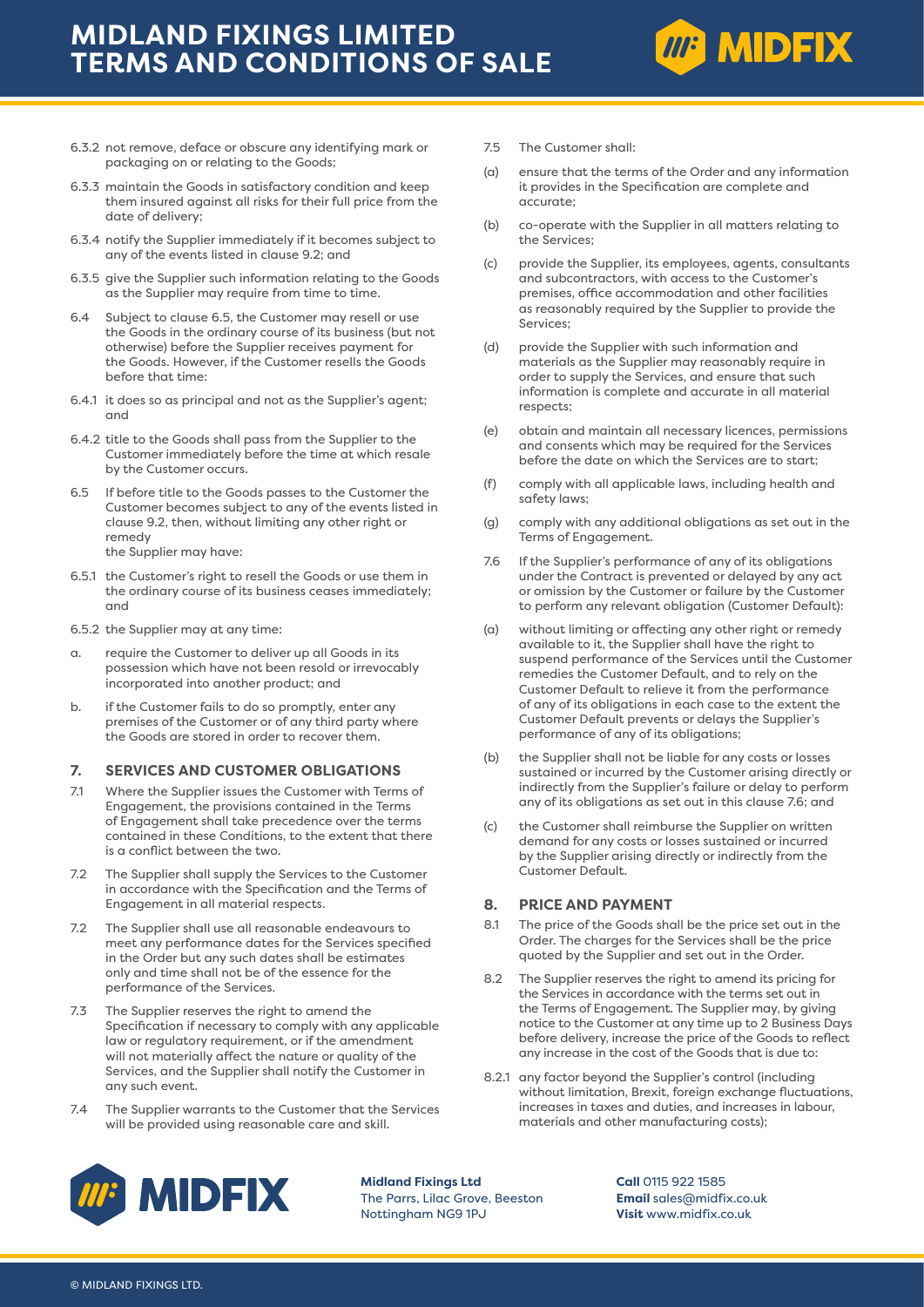6.3.2 not remove, deface or obscure any identifying mark or packaging on or relating to the Goods;

6.3.3 maintain the Goods in satisfactory condition and keep them insured against all risks for their full price from the date of delivery;

6.3.4 notify the Supplier immediately if it becomes subject to any of the events listed in clause 9.2; and

6.3.5 give the Supplier such information relating to the Goods as the Supplier may require from time to time.

6.4 Subject to clause 6.5, the Customer may resell or use the Goods in the ordinary course of its business (but not otherwise) before the Supplier receives payment for the Goods. However, if the Customer resells the Goods before that time:

6.4.1 it does so as principal and not as the Supplier's agent; and

6.4.2 title to the Goods shall pass from the Supplier to the Customer immediately before the time at which resale by the Customer occurs.

6.5 If before title to the Goods passes to the Customer the Customer becomes subject to any of the events listed in clause 9.2, then, without limiting any other right or remedy the Supplier may have:

6.5.1 the Customer's right to resell the Goods or use them in the ordinary course of its business ceases immediately; and

6.5.2 the Supplier may at any time:

a. require the Customer to deliver up all Goods in its possession which have not been resold or irrevocably incorporated into another product; and

b. if the Customer fails to do so promptly, enter any premises of the Customer or of any third party where the Goods are stored in order to recover them.

## 7. SERVICES AND CUSTOMER OBLIGATIONS

7.1 Where the Supplier issues the Customer with Terms of Engagement, the provisions contained in the Terms of Engagement shall take precedence over the terms contained in these Conditions, to the extent that there is a conflict between the two.

7.2 The Supplier shall supply the Services to the Customer in accordance with the Specification and the Terms of Engagement in all material respects.

7.2 The Supplier shall use all reasonable endeavours to meet any performance dates for the Services specified in the Order but any such dates shall be estimates only and time shall not be of the essence for the performance of the Services.

7.3 The Supplier reserves the right to amend the Specification if necessary to comply with any applicable law or regulatory requirement, or if the amendment will not materially affect the nature or quality of the Services, and the Supplier shall notify the Customer in any such event.

7.4 The Supplier warrants to the Customer that the Services will be provided using reasonable care and skill.

7.5 The Customer shall:

(a) ensure that the terms of the Order and any information it provides in the Specification are complete and accurate;

(b) co-operate with the Supplier in all matters relating to the Services;

(c) provide the Supplier, its employees, agents, consultants and subcontractors, with access to the Customer's premises, office accommodation and other facilities as reasonably required by the Supplier to provide the Services;

(d) provide the Supplier with such information and materials as the Supplier may reasonably require in order to supply the Services, and ensure that such information is complete and accurate in all material respects;

(e) obtain and maintain all necessary licences, permissions and consents which may be required for the Services before the date on which the Services are to start;

(f) comply with all applicable laws, including health and safety laws;

(g) comply with any additional obligations as set out in the Terms of Engagement.

7.6 If the Supplier's performance of any of its obligations under the Contract is prevented or delayed by any act or omission by the Customer or failure by the Customer to perform any relevant obligation (Customer Default):

(a) without limiting or affecting any other right or remedy available to it, the Supplier shall have the right to suspend performance of the Services until the Customer remedies the Customer Default, and to rely on the Customer Default to relieve it from the performance of any of its obligations in each case to the extent the Customer Default prevents or delays the Supplier's performance of any of its obligations;

(b) the Supplier shall not be liable for any costs or losses sustained or incurred by the Customer arising directly or indirectly from the Supplier's failure or delay to perform any of its obligations as set out in this clause 7.6; and

(c) the Customer shall reimburse the Supplier on written demand for any costs or losses sustained or incurred by the Supplier arising directly or indirectly from the Customer Default.

## 8. PRICE AND PAYMENT

8.1 The price of the Goods shall be the price set out in the Order. The charges for the Services shall be the price quoted by the Supplier and set out in the Order.

8.2 The Supplier reserves the right to amend its pricing for the Services in accordance with the terms set out in the Terms of Engagement. The Supplier may, by giving notice to the Customer at any time up to 2 Business Days before delivery, increase the price of the Goods to reflect any increase in the cost of the Goods that is due to:

8.2.1 any factor beyond the Supplier's control (including without limitation, Brexit, foreign exchange fluctuations, increases in taxes and duties, and increases in labour, materials and other manufacturing costs);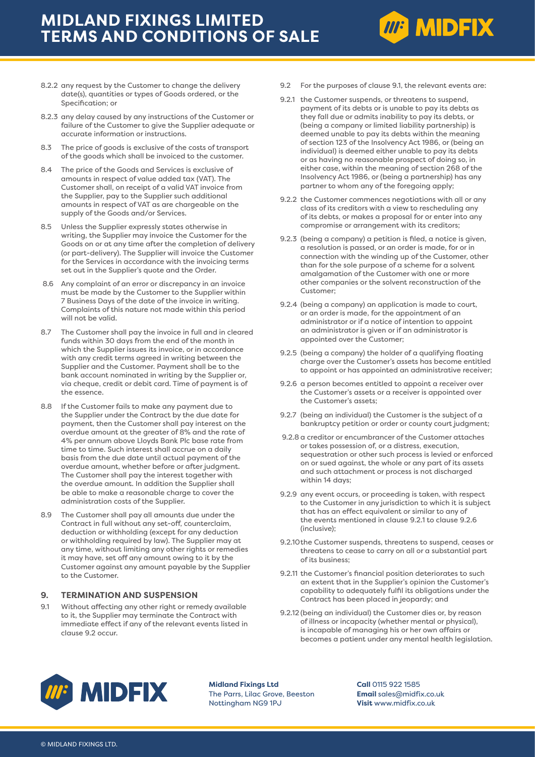8.2.2 any request by the Customer to change the delivery date(s), quantities or types of Goods ordered, or the Specification; or

8.2.3 any delay caused by any instructions of the Customer or failure of the Customer to give the Supplier adequate or accurate information or instructions.

8.3 The price of goods is exclusive of the costs of transport of the goods which shall be invoiced to the customer.

8.4 The price of the Goods and Services is exclusive of amounts in respect of value added tax (VAT). The Customer shall, on receipt of a valid VAT invoice from the Supplier, pay to the Supplier such additional amounts in respect of VAT as are chargeable on the supply of the Goods and/or Services.

8.5 Unless the Supplier expressly states otherwise in writing, the Supplier may invoice the Customer for the Goods on or at any time after the completion of delivery (or part-delivery). The Supplier will invoice the Customer for the Services in accordance with the invoicing terms set out in the Supplier's quote and the Order.

8.6 Any complaint of an error or discrepancy in an invoice must be made by the Customer to the Supplier within 7 Business Days of the date of the invoice in writing. Complaints of this nature not made within this period will not be valid.

8.7 The Customer shall pay the invoice in full and in cleared funds within 30 days from the end of the month in which the Supplier issues its invoice, or in accordance with any credit terms agreed in writing between the Supplier and the Customer. Payment shall be to the bank account nominated in writing by the Supplier or, via cheque, credit or debit card. Time of payment is of the essence.

8.8 If the Customer fails to make any payment due to the Supplier under the Contract by the due date for payment, then the Customer shall pay interest on the overdue amount at the greater of 8% and the rate of 4% per annum above Lloyds Bank Plc base rate from time to time. Such interest shall accrue on a daily basis from the due date until actual payment of the overdue amount, whether before or after judgment. The Customer shall pay the interest together with the overdue amount. In addition the Supplier shall be able to make a reasonable charge to cover the administration costs of the Supplier.

8.9 The Customer shall pay all amounts due under the Contract in full without any set-off, counterclaim, deduction or withholding (except for any deduction or withholding required by law). The Supplier may at any time, without limiting any other rights or remedies it may have, set off any amount owing to it by the Customer against any amount payable by the Supplier to the Customer.

## 9. TERMINATION AND SUSPENSION

9.1 Without affecting any other right or remedy available to it, the Supplier may terminate the Contract with immediate effect if any of the relevant events listed in clause 9.2 occur.

9.2 For the purposes of clause 9.1, the relevant events are:

9.2.1 the Customer suspends, or threatens to suspend, payment of its debts or is unable to pay its debts as they fall due or admits inability to pay its debts, or (being a company or limited liability partnership) is deemed unable to pay its debts within the meaning of section 123 of the Insolvency Act 1986, or (being an individual) is deemed either unable to pay its debts or as having no reasonable prospect of doing so, in either case, within the meaning of section 268 of the Insolvency Act 1986, or (being a partnership) has any partner to whom any of the foregoing apply;

9.2.2 the Customer commences negotiations with all or any class of its creditors with a view to rescheduling any of its debts, or makes a proposal for or enter into any compromise or arrangement with its creditors;

9.2.3 (being a company) a petition is filed, a notice is given, a resolution is passed, or an order is made, for or in connection with the winding up of the Customer, other than for the sole purpose of a scheme for a solvent amalgamation of the Customer with one or more other companies or the solvent reconstruction of the Customer;

9.2.4 (being a company) an application is made to court, or an order is made, for the appointment of an administrator or if a notice of intention to appoint an administrator is given or if an administrator is appointed over the Customer;

9.2.5 (being a company) the holder of a qualifying floating charge over the Customer's assets has become entitled to appoint or has appointed an administrative receiver;

9.2.6 a person becomes entitled to appoint a receiver over the Customer's assets or a receiver is appointed over the Customer's assets;

9.2.7 (being an individual) the Customer is the subject of a bankruptcy petition or order or county court judgment;

9.2.8 a creditor or encumbrancer of the Customer attaches or takes possession of, or a distress, execution, sequestration or other such process is levied or enforced on or sued against, the whole or any part of its assets and such attachment or process is not discharged within 14 days;

9.2.9 any event occurs, or proceeding is taken, with respect to the Customer in any jurisdiction to which it is subject that has an effect equivalent or similar to any of the events mentioned in clause 9.2.1 to clause 9.2.6 (inclusive);

9.2.10 the Customer suspends, threatens to suspend, ceases or threatens to cease to carry on all or a substantial part of its business;

9.2.11 the Customer's financial position deteriorates to such an extent that in the Supplier's opinion the Customer's capability to adequately fulfil its obligations under the Contract has been placed in jeopardy; and

9.2.12 (being an individual) the Customer dies or, by reason of illness or incapacity (whether mental or physical), is incapable of managing his or her own affairs or becomes a patient under any mental health legislation.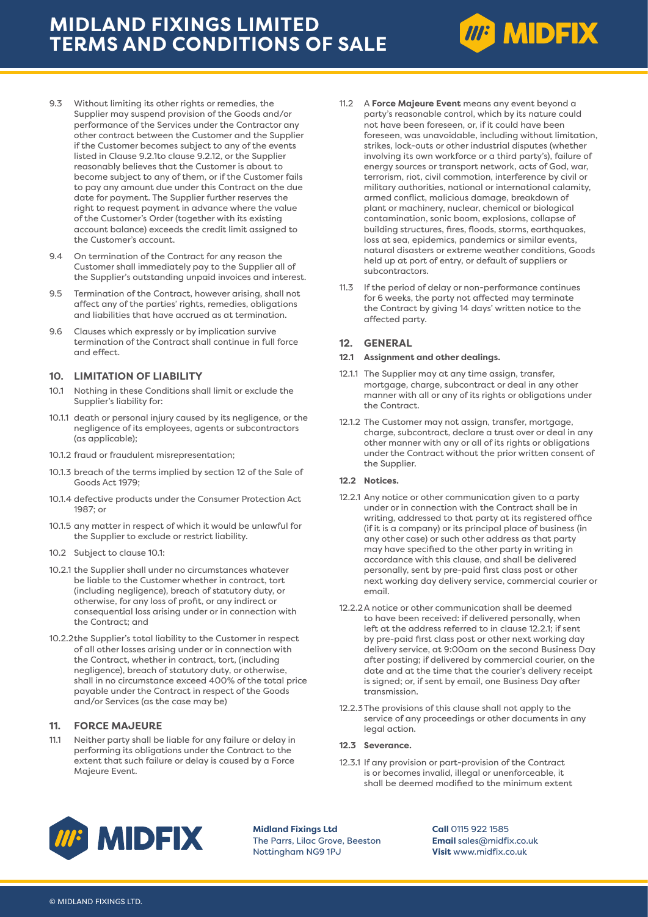9.3 Without limiting its other rights or remedies, the Supplier may suspend provision of the Goods and/or performance of the Services under the Contractor any other contract between the Customer and the Supplier if the Customer becomes subject to any of the events listed in Clause 9.2.1to clause 9.2.12, or the Supplier reasonably believes that the Customer is about to become subject to any of them, or if the Customer fails to pay any amount due under this Contract on the due date for payment. The Supplier further reserves the right to request payment in advance where the value of the Customer's Order (together with its existing account balance) exceeds the credit limit assigned to the Customer's account.

9.4 On termination of the Contract for any reason the Customer shall immediately pay to the Supplier all of the Supplier's outstanding unpaid invoices and interest.

9.5 Termination of the Contract, however arising, shall not affect any of the parties' rights, remedies, obligations and liabilities that have accrued as at termination.

9.6 Clauses which expressly or by implication survive termination of the Contract shall continue in full force and effect.

## 10. LIMITATION OF LIABILITY

10.1 Nothing in these Conditions shall limit or exclude the Supplier's liability for:

10.1.1 death or personal injury caused by its negligence, or the negligence of its employees, agents or subcontractors (as applicable);

10.1.2 fraud or fraudulent misrepresentation;

10.1.3 breach of the terms implied by section 12 of the Sale of Goods Act 1979;

10.1.4 defective products under the Consumer Protection Act 1987; or

10.1.5 any matter in respect of which it would be unlawful for the Supplier to exclude or restrict liability.

10.2 Subject to clause 10.1:

10.2.1 the Supplier shall under no circumstances whatever be liable to the Customer whether in contract, tort (including negligence), breach of statutory duty, or otherwise, for any loss of profit, or any indirect or consequential loss arising under or in connection with the Contract; and

10.2.2 the Supplier's total liability to the Customer in respect of all other losses arising under or in connection with the Contract, whether in contract, tort, (including negligence), breach of statutory duty, or otherwise, shall in no circumstance exceed 400% of the total price payable under the Contract in respect of the Goods and/or Services (as the case may be)

## 11. FORCE MAJEURE

11.1 Neither party shall be liable for any failure or delay in performing its obligations under the Contract to the extent that such failure or delay is caused by a Force Majeure Event.

11.2 A **Force Majeure Event** means any event beyond a party's reasonable control, which by its nature could not have been foreseen, or, if it could have been foreseen, was unavoidable, including without limitation, strikes, lock-outs or other industrial disputes (whether involving its own workforce or a third party's), failure of energy sources or transport network, acts of God, war, terrorism, riot, civil commotion, interference by civil or military authorities, national or international calamity, armed conflict, malicious damage, breakdown of plant or machinery, nuclear, chemical or biological contamination, sonic boom, explosions, collapse of building structures, fires, floods, storms, earthquakes, loss at sea, epidemics, pandemics or similar events, natural disasters or extreme weather conditions, Goods held up at port of entry, or default of suppliers or subcontractors.

11.3 If the period of delay or non-performance continues for 6 weeks, the party not affected may terminate the Contract by giving 14 days' written notice to the affected party.

## 12. GENERAL

### 12.1 Assignment and other dealings.

12.1.1 The Supplier may at any time assign, transfer, mortgage, charge, subcontract or deal in any other manner with all or any of its rights or obligations under the Contract.

12.1.2 The Customer may not assign, transfer, mortgage, charge, subcontract, declare a trust over or deal in any other manner with any or all of its rights or obligations under the Contract without the prior written consent of the Supplier.

### 12.2 Notices.

12.2.1 Any notice or other communication given to a party under or in connection with the Contract shall be in writing, addressed to that party at its registered office (if it is a company) or its principal place of business (in any other case) or such other address as that party may have specified to the other party in writing in accordance with this clause, and shall be delivered personally, sent by pre-paid first class post or other next working day delivery service, commercial courier or email.

12.2.2 A notice or other communication shall be deemed to have been received: if delivered personally, when left at the address referred to in clause 12.2.1; if sent by pre-paid first class post or other next working day delivery service, at 9:00am on the second Business Day after posting; if delivered by commercial courier, on the date and at the time that the courier's delivery receipt is signed; or, if sent by email, one Business Day after transmission.

12.2.3 The provisions of this clause shall not apply to the service of any proceedings or other documents in any legal action.

### 12.3 Severance.

12.3.1 If any provision or part-provision of the Contract is or becomes invalid, illegal or unenforceable, it shall be deemed modified to the minimum extent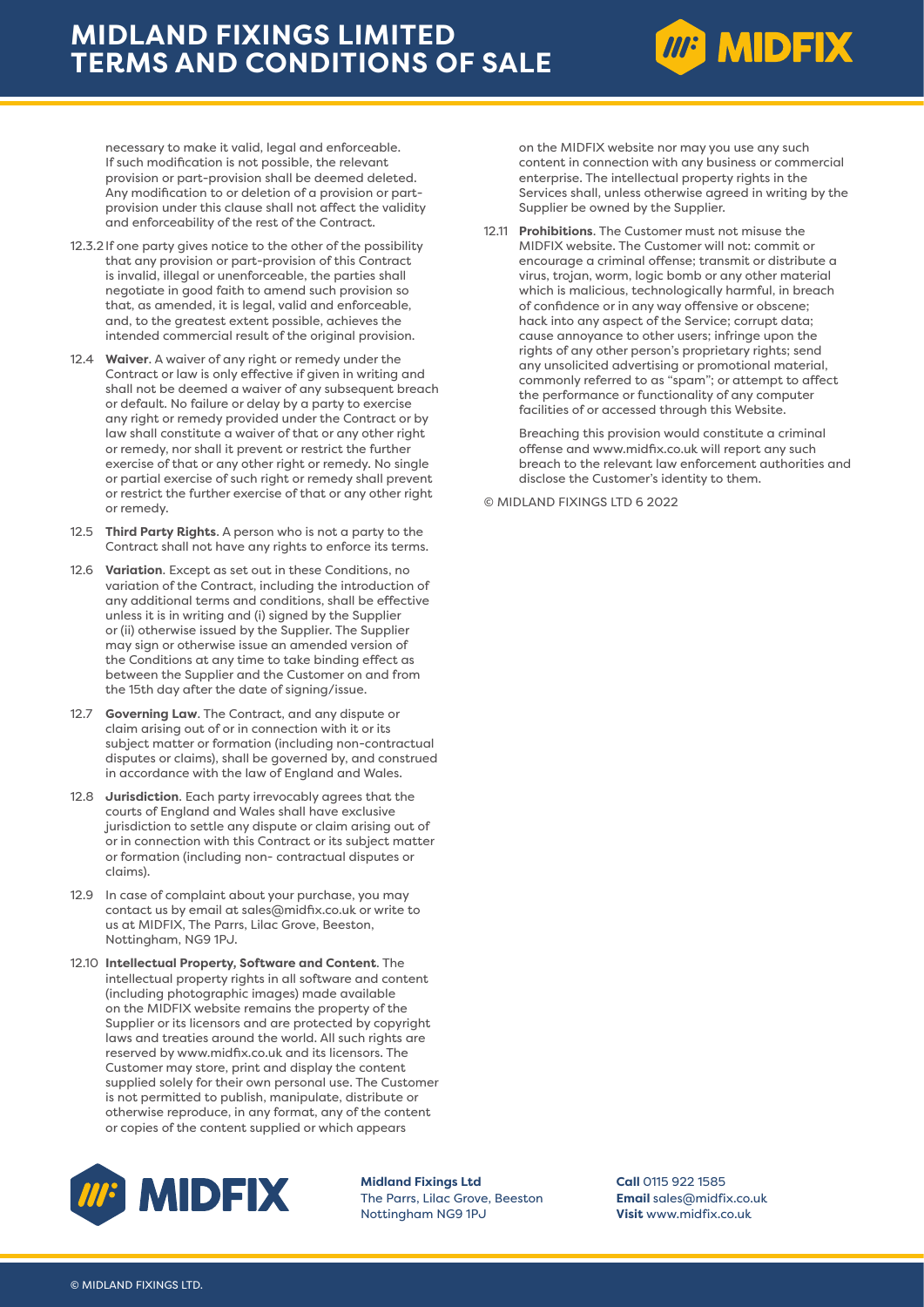necessary to make it valid, legal and enforceable. If such modification is not possible, the relevant provision or part-provision shall be deemed deleted. Any modification to or deletion of a provision or part-provision under this clause shall not affect the validity and enforceability of the rest of the Contract.

12.3.2 If one party gives notice to the other of the possibility that any provision or part-provision of this Contract is invalid, illegal or unenforceable, the parties shall negotiate in good faith to amend such provision so that, as amended, it is legal, valid and enforceable, and, to the greatest extent possible, achieves the intended commercial result of the original provision.

12.4 **Waiver**. A waiver of any right or remedy under the Contract or law is only effective if given in writing and shall not be deemed a waiver of any subsequent breach or default. No failure or delay by a party to exercise any right or remedy provided under the Contract or by law shall constitute a waiver of that or any other right or remedy, nor shall it prevent or restrict the further exercise of that or any other right or remedy. No single or partial exercise of such right or remedy shall prevent or restrict the further exercise of that or any other right or remedy.

12.5 **Third Party Rights**. A person who is not a party to the Contract shall not have any rights to enforce its terms.

12.6 **Variation**. Except as set out in these Conditions, no variation of the Contract, including the introduction of any additional terms and conditions, shall be effective unless it is in writing and (i) signed by the Supplier or (ii) otherwise issued by the Supplier. The Supplier may sign or otherwise issue an amended version of the Conditions at any time to take binding effect as between the Supplier and the Customer on and from the 15th day after the date of signing/issue.

12.7 **Governing Law**. The Contract, and any dispute or claim arising out of or in connection with it or its subject matter or formation (including non-contractual disputes or claims), shall be governed by, and construed in accordance with the law of England and Wales.

12.8 **Jurisdiction**. Each party irrevocably agrees that the courts of England and Wales shall have exclusive jurisdiction to settle any dispute or claim arising out of or in connection with this Contract or its subject matter or formation (including non- contractual disputes or claims).

12.9 In case of complaint about your purchase, you may contact us by email at sales@midfix.co.uk or write to us at MIDFIX, The Parrs, Lilac Grove, Beeston, Nottingham, NG9 1PJ.

12.10 **Intellectual Property, Software and Content**. The intellectual property rights in all software and content (including photographic images) made available on the MIDFIX website remains the property of the Supplier or its licensors and are protected by copyright laws and treaties around the world. All such rights are reserved by www.midfix.co.uk and its licensors. The Customer may store, print and display the content supplied solely for their own personal use. The Customer is not permitted to publish, manipulate, distribute or otherwise reproduce, in any format, any of the content or copies of the content supplied or which appears on the MIDFIX website nor may you use any such content in connection with any business or commercial enterprise. The intellectual property rights in the Services shall, unless otherwise agreed in writing by the Supplier be owned by the Supplier.

12.11 **Prohibitions**. The Customer must not misuse the MIDFIX website. The Customer will not: commit or encourage a criminal offense; transmit or distribute a virus, trojan, worm, logic bomb or any other material which is malicious, technologically harmful, in breach of confidence or in any way offensive or obscene; hack into any aspect of the Service; corrupt data; cause annoyance to other users; infringe upon the rights of any other person's proprietary rights; send any unsolicited advertising or promotional material, commonly referred to as "spam"; or attempt to affect the performance or functionality of any computer facilities of or accessed through this Website.

Breaching this provision would constitute a criminal offense and www.midfix.co.uk will report any such breach to the relevant law enforcement authorities and disclose the Customer's identity to them.

© MIDLAND FIXINGS LTD 6 2022